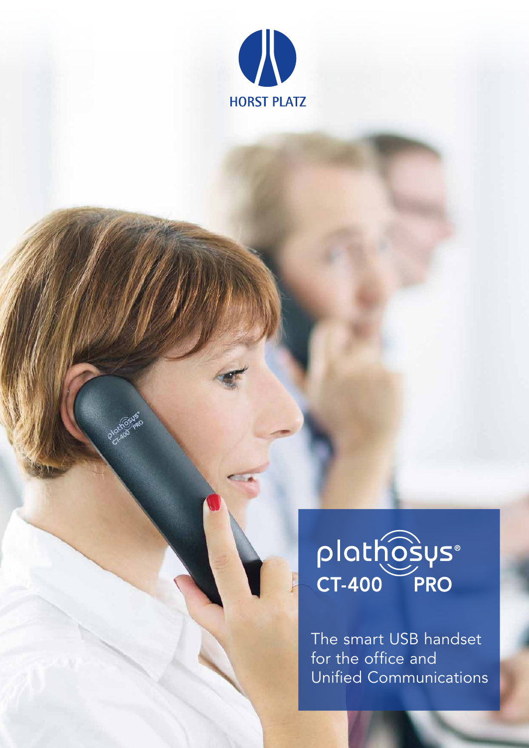HORST PLATZ

# plathosys® CT-400 PRO

The smart USB handset for the office and Unified Communications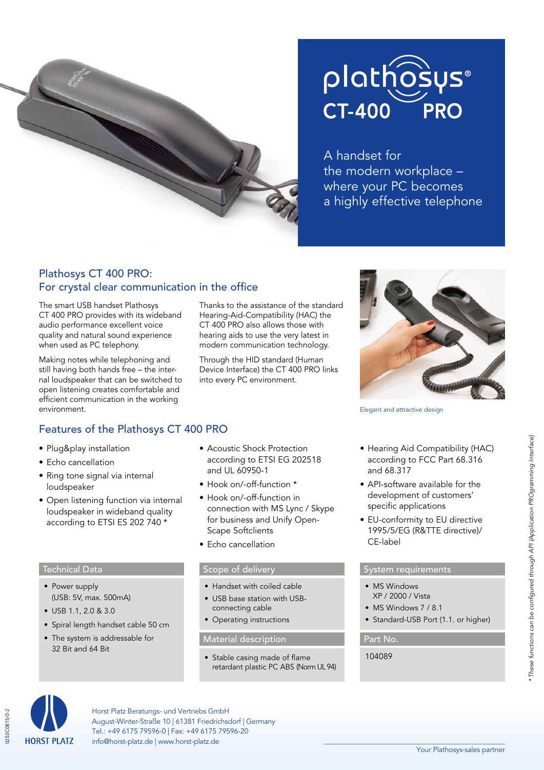# plathosys® CT-400 PRO

A handset for the modern workplace – where your PC becomes a highly effective telephone

## Plathosys CT 400 PRO: For crystal clear communication in the office

The smart USB handset Plathosys CT 400 PRO provides with its wideband audio performance excellent voice quality and natural sound experience when used as PC telephony.

Making notes while telephoning and still having both hands free – the internal loudspeaker that can be switched to open listening creates comfortable and efficient communication in the working environment.

Thanks to the assistance of the standard Hearing-Aid-Compatibility (HAC) the CT 400 PRO also allows those with hearing aids to use the very latest in modern communication technology.

Through the HID standard (Human Device Interface) the CT 400 PRO links into every PC environment.

Elegant and attractive design

## Features of the Plathosys CT 400 PRO

- Plug&play installation
- Echo cancellation
- Ring tone signal via internal loudspeaker
- Open listening function via internal loudspeaker in wideband quality according to ETSI ES 202 740 *
- Acoustic Shock Protection according to ETSI EG 202518 and UL 60950-1
- Hook on/-off-function *
- Hook on/-off-function in connection with MS Lync / Skype for business and Unify Open-Scape Softclients
- Echo cancellation
- Hearing Aid Compatibility (HAC) according to FCC Part 68.316 and 68.317
- API-software available for the development of customers' specific applications
- EU-conformity to EU directive 1995/5/EG (R&TTE directive)/ CE-label

### Technical Data

- Power supply (USB: 5V, max. 500mA)
- USB 1.1, 2.0 & 3.0
- Spiral length handset cable 50 cm
- The system is addressable for 32 Bit and 64 Bit

### Scope of delivery

- Handset with coiled cable
- USB base station with USB-connecting cable
- Operating instructions

### Material description

- Stable casing made of flame retardant plastic PC ABS (Norm UL 94)

### System requirements

- MS Windows XP / 2000 / Vista
- MS Windows 7 / 8.1
- Standard-USB Port (1.1. or higher)

### Part No.

104089

*These functions can be configured through API (Application PROgramming Interface)

HORST PLATZ

Horst Platz Beratungs- und Vertriebs GmbH
August-Winter-Straße 10 | 61381 Friedrichsdorf | Germany
Tel.: +49 6175 79596-0 | Fax: +49 6175 79596-20
info@horst-platz.de | www.horst-platz.de

Your Plathosys-sales partner

0253C0815/0-2